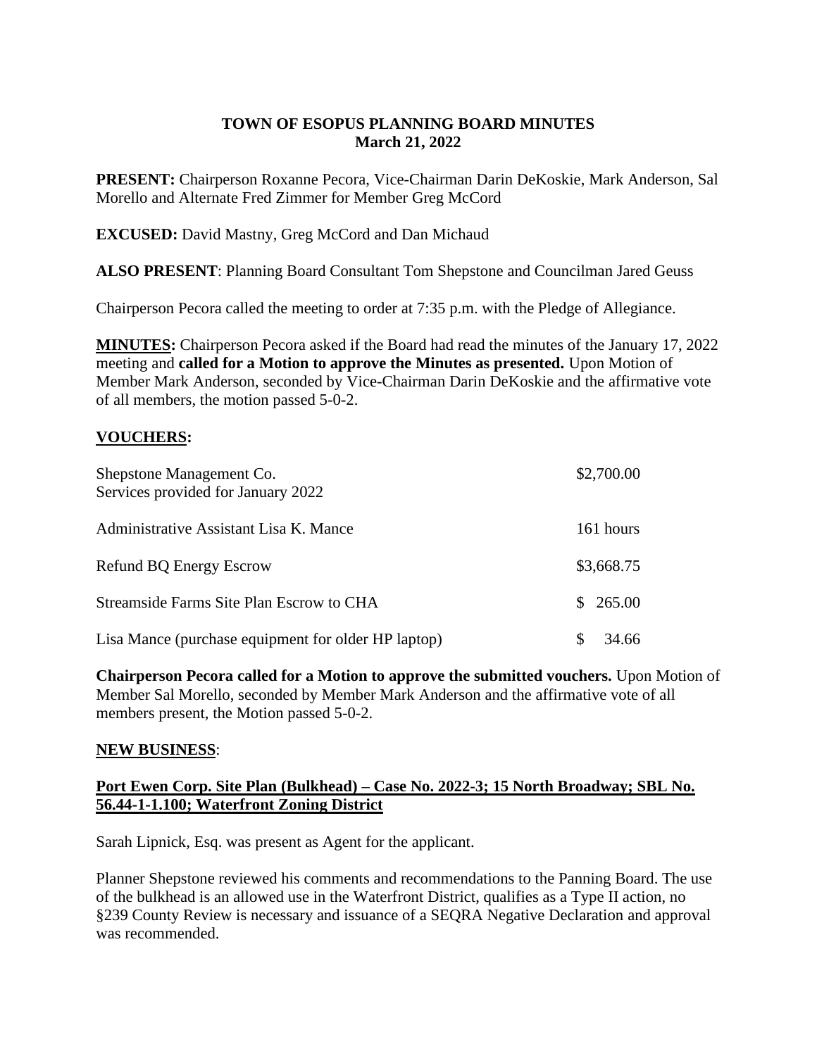# TOWN OF ESOPUS PLANNING BOARD MINUTES
## March 21, 2022

**PRESENT:** Chairperson Roxanne Pecora, Vice-Chairman Darin DeKoskie, Mark Anderson, Sal Morello and Alternate Fred Zimmer for Member Greg McCord

**EXCUSED:** David Mastny, Greg McCord and Dan Michaud

**ALSO PRESENT**: Planning Board Consultant Tom Shepstone and Councilman Jared Geuss

Chairperson Pecora called the meeting to order at 7:35 p.m. with the Pledge of Allegiance.

**MINUTES:** Chairperson Pecora asked if the Board had read the minutes of the January 17, 2022 meeting and **called for a Motion to approve the Minutes as presented.** Upon Motion of Member Mark Anderson, seconded by Vice-Chairman Darin DeKoskie and the affirmative vote of all members, the motion passed 5-0-2.

**VOUCHERS:**

| | |
|---|---|
| Shepstone Management Co.<br>Services provided for January 2022 | $2,700.00 |
| Administrative Assistant Lisa K. Mance | 161 hours |
| Refund BQ Energy Escrow | $3,668.75 |
| Streamside Farms Site Plan Escrow to CHA | $ 265.00 |
| Lisa Mance (purchase equipment for older HP laptop) | $ 34.66 |

**Chairperson Pecora called for a Motion to approve the submitted vouchers.** Upon Motion of Member Sal Morello, seconded by Member Mark Anderson and the affirmative vote of all members present, the Motion passed 5-0-2.

**NEW BUSINESS**:

**Port Ewen Corp. Site Plan (Bulkhead) – Case No. 2022-3; 15 North Broadway; SBL No. 56.44-1-1.100; Waterfront Zoning District**

Sarah Lipnick, Esq. was present as Agent for the applicant.

Planner Shepstone reviewed his comments and recommendations to the Panning Board. The use of the bulkhead is an allowed use in the Waterfront District, qualifies as a Type II action, no §239 County Review is necessary and issuance of a SEQRA Negative Declaration and approval was recommended.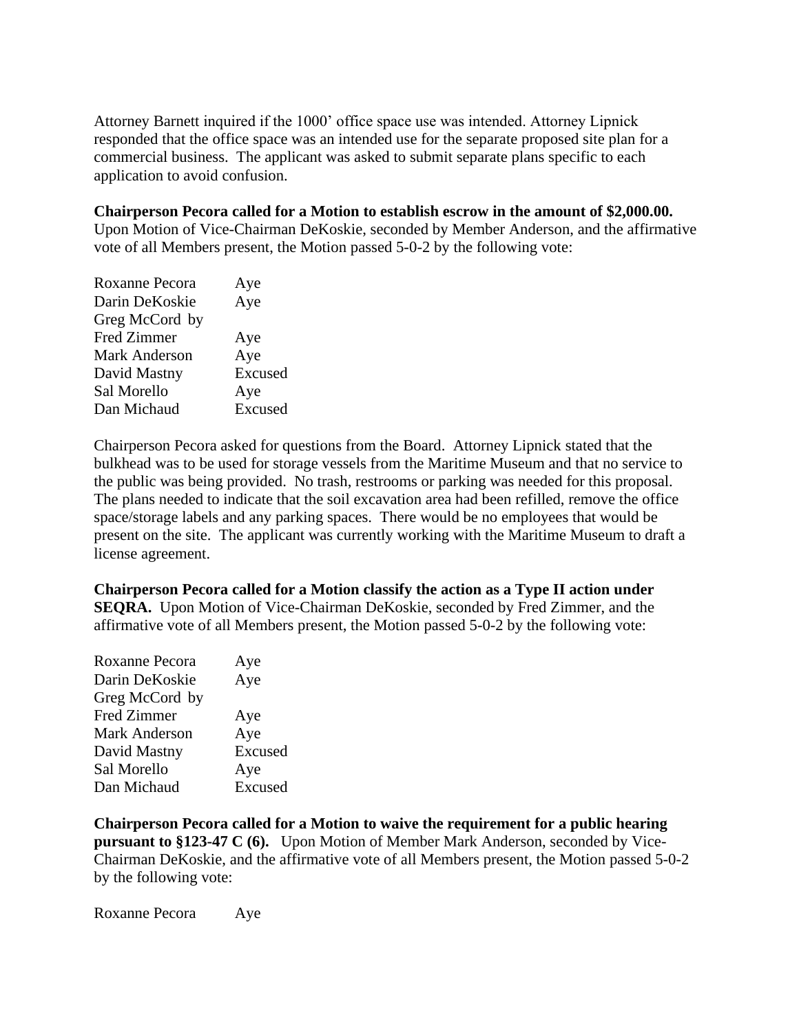Attorney Barnett inquired if the 1000’ office space use was intended. Attorney Lipnick responded that the office space was an intended use for the separate proposed site plan for a commercial business. The applicant was asked to submit separate plans specific to each application to avoid confusion.

**Chairperson Pecora called for a Motion to establish escrow in the amount of $2,000.00.** Upon Motion of Vice-Chairman DeKoskie, seconded by Member Anderson, and the affirmative vote of all Members present, the Motion passed 5-0-2 by the following vote:

Roxanne Pecora Aye
Darin DeKoskie Aye
Greg McCord by
Fred Zimmer Aye
Mark Anderson Aye
David Mastny Excused
Sal Morello Aye
Dan Michaud Excused

Chairperson Pecora asked for questions from the Board. Attorney Lipnick stated that the bulkhead was to be used for storage vessels from the Maritime Museum and that no service to the public was being provided. No trash, restrooms or parking was needed for this proposal. The plans needed to indicate that the soil excavation area had been refilled, remove the office space/storage labels and any parking spaces. There would be no employees that would be present on the site. The applicant was currently working with the Maritime Museum to draft a license agreement.

**Chairperson Pecora called for a Motion classify the action as a Type II action under SEQRA.** Upon Motion of Vice-Chairman DeKoskie, seconded by Fred Zimmer, and the affirmative vote of all Members present, the Motion passed 5-0-2 by the following vote:

Roxanne Pecora Aye
Darin DeKoskie Aye
Greg McCord by
Fred Zimmer Aye
Mark Anderson Aye
David Mastny Excused
Sal Morello Aye
Dan Michaud Excused

**Chairperson Pecora called for a Motion to waive the requirement for a public hearing pursuant to §123-47 C (6).** Upon Motion of Member Mark Anderson, seconded by Vice-Chairman DeKoskie, and the affirmative vote of all Members present, the Motion passed 5-0-2 by the following vote:

Roxanne Pecora Aye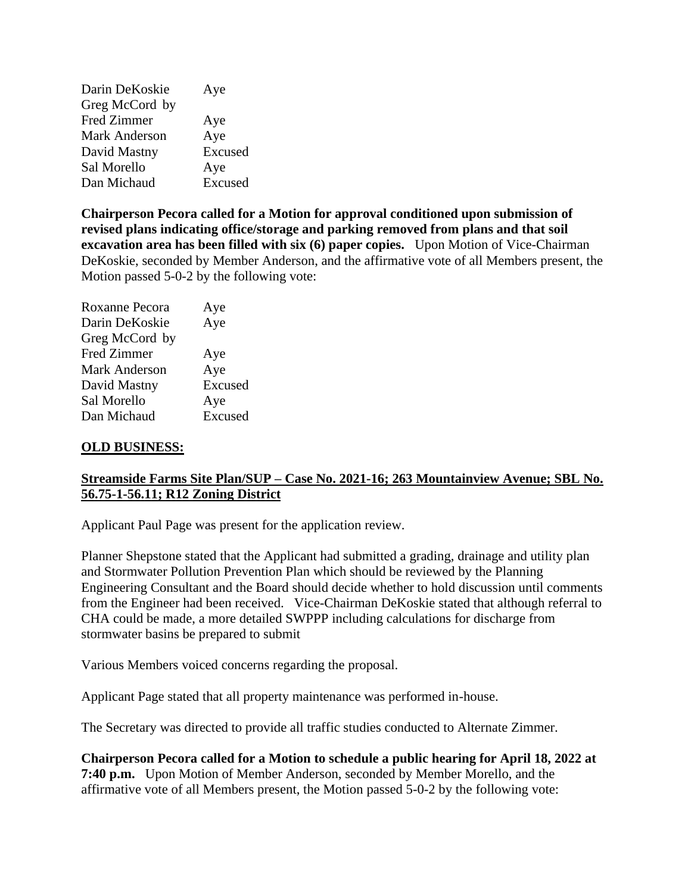| | |
|---|---|
| Darin DeKoskie | Aye |
| Greg McCord by | |
| Fred Zimmer | Aye |
| Mark Anderson | Aye |
| David Mastny | Excused |
| Sal Morello | Aye |
| Dan Michaud | Excused |

**Chairperson Pecora called for a Motion for approval conditioned upon submission of revised plans indicating office/storage and parking removed from plans and that soil excavation area has been filled with six (6) paper copies.** Upon Motion of Vice-Chairman DeKoskie, seconded by Member Anderson, and the affirmative vote of all Members present, the Motion passed 5-0-2 by the following vote:

| | |
|---|---|
| Roxanne Pecora | Aye |
| Darin DeKoskie | Aye |
| Greg McCord by | |
| Fred Zimmer | Aye |
| Mark Anderson | Aye |
| David Mastny | Excused |
| Sal Morello | Aye |
| Dan Michaud | Excused |

**OLD BUSINESS:**

**Streamside Farms Site Plan/SUP – Case No. 2021-16; 263 Mountainview Avenue; SBL No. 56.75-1-56.11; R12 Zoning District**

Applicant Paul Page was present for the application review.

Planner Shepstone stated that the Applicant had submitted a grading, drainage and utility plan and Stormwater Pollution Prevention Plan which should be reviewed by the Planning Engineering Consultant and the Board should decide whether to hold discussion until comments from the Engineer had been received. Vice-Chairman DeKoskie stated that although referral to CHA could be made, a more detailed SWPPP including calculations for discharge from stormwater basins be prepared to submit

Various Members voiced concerns regarding the proposal.

Applicant Page stated that all property maintenance was performed in-house.

The Secretary was directed to provide all traffic studies conducted to Alternate Zimmer.

**Chairperson Pecora called for a Motion to schedule a public hearing for April 18, 2022 at 7:40 p.m.** Upon Motion of Member Anderson, seconded by Member Morello, and the affirmative vote of all Members present, the Motion passed 5-0-2 by the following vote: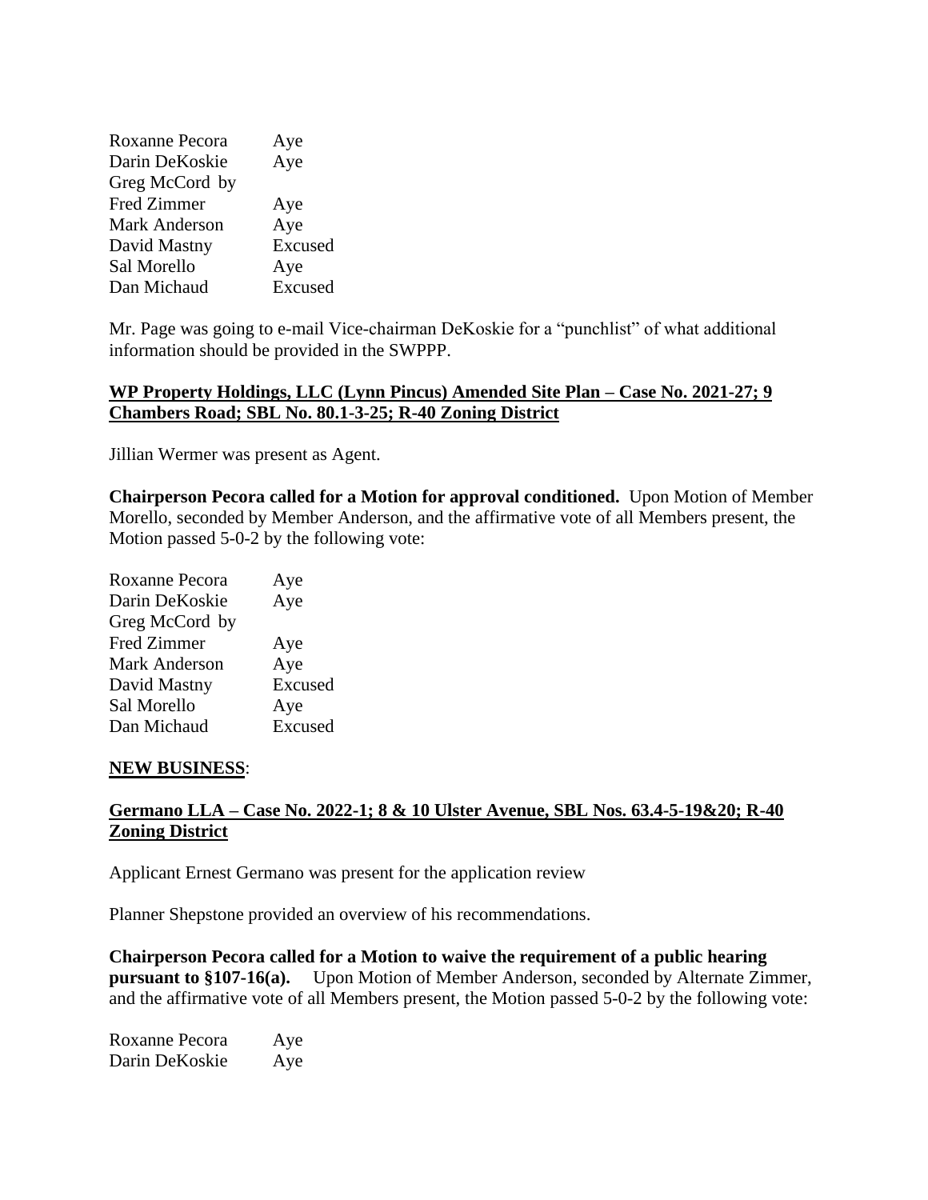Roxanne Pecora Aye
Darin DeKoskie Aye
Greg McCord by
Fred Zimmer Aye
Mark Anderson Aye
David Mastny Excused
Sal Morello Aye
Dan Michaud Excused

Mr. Page was going to e-mail Vice-chairman DeKoskie for a "punchlist" of what additional information should be provided in the SWPPP.

**WP Property Holdings, LLC (Lynn Pincus) Amended Site Plan – Case No. 2021-27; 9 Chambers Road; SBL No. 80.1-3-25; R-40 Zoning District**

Jillian Wermer was present as Agent.

**Chairperson Pecora called for a Motion for approval conditioned.** Upon Motion of Member Morello, seconded by Member Anderson, and the affirmative vote of all Members present, the Motion passed 5-0-2 by the following vote:

Roxanne Pecora Aye
Darin DeKoskie Aye
Greg McCord by
Fred Zimmer Aye
Mark Anderson Aye
David Mastny Excused
Sal Morello Aye
Dan Michaud Excused

**NEW BUSINESS**:

**Germano LLA – Case No. 2022-1; 8 & 10 Ulster Avenue, SBL Nos. 63.4-5-19&20; R-40 Zoning District**

Applicant Ernest Germano was present for the application review

Planner Shepstone provided an overview of his recommendations.

**Chairperson Pecora called for a Motion to waive the requirement of a public hearing pursuant to §107-16(a).** Upon Motion of Member Anderson, seconded by Alternate Zimmer, and the affirmative vote of all Members present, the Motion passed 5-0-2 by the following vote:

Roxanne Pecora Aye
Darin DeKoskie Aye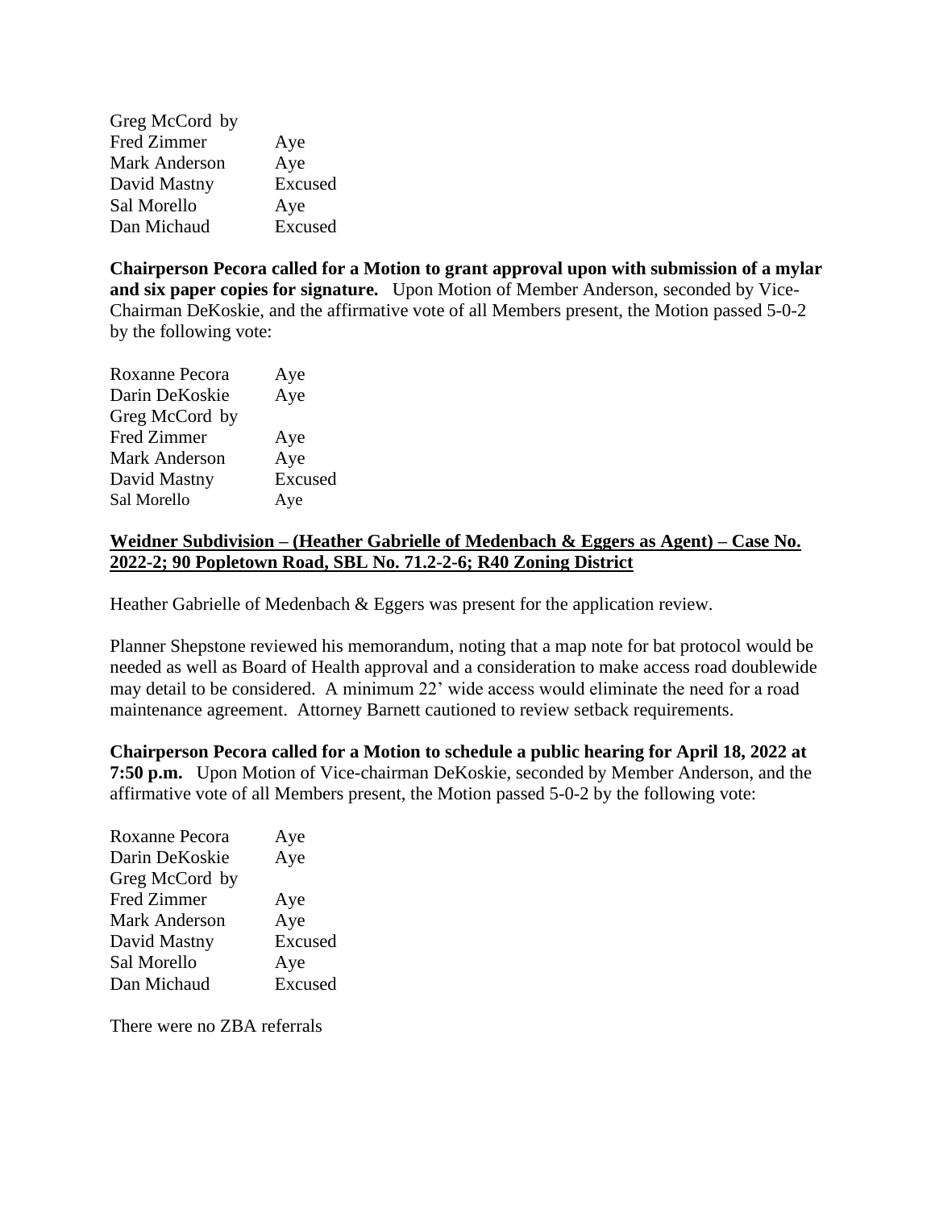| | |
|---|---|
| Greg McCord by | |
| Fred Zimmer | Aye |
| Mark Anderson | Aye |
| David Mastny | Excused |
| Sal Morello | Aye |
| Dan Michaud | Excused |

**Chairperson Pecora called for a Motion to grant approval upon with submission of a mylar and six paper copies for signature.** Upon Motion of Member Anderson, seconded by Vice-Chairman DeKoskie, and the affirmative vote of all Members present, the Motion passed 5-0-2 by the following vote:

| | |
|---|---|
| Roxanne Pecora | Aye |
| Darin DeKoskie | Aye |
| Greg McCord by | |
| Fred Zimmer | Aye |
| Mark Anderson | Aye |
| David Mastny | Excused |
| Sal Morello | Aye |

**Weidner Subdivision – (Heather Gabrielle of Medenbach & Eggers as Agent) – Case No. 2022-2; 90 Popletown Road, SBL No. 71.2-2-6; R40 Zoning District**

Heather Gabrielle of Medenbach & Eggers was present for the application review.

Planner Shepstone reviewed his memorandum, noting that a map note for bat protocol would be needed as well as Board of Health approval and a consideration to make access road doublewide may detail to be considered. A minimum 22' wide access would eliminate the need for a road maintenance agreement. Attorney Barnett cautioned to review setback requirements.

**Chairperson Pecora called for a Motion to schedule a public hearing for April 18, 2022 at 7:50 p.m.** Upon Motion of Vice-chairman DeKoskie, seconded by Member Anderson, and the affirmative vote of all Members present, the Motion passed 5-0-2 by the following vote:

| | |
|---|---|
| Roxanne Pecora | Aye |
| Darin DeKoskie | Aye |
| Greg McCord by | |
| Fred Zimmer | Aye |
| Mark Anderson | Aye |
| David Mastny | Excused |
| Sal Morello | Aye |
| Dan Michaud | Excused |

There were no ZBA referrals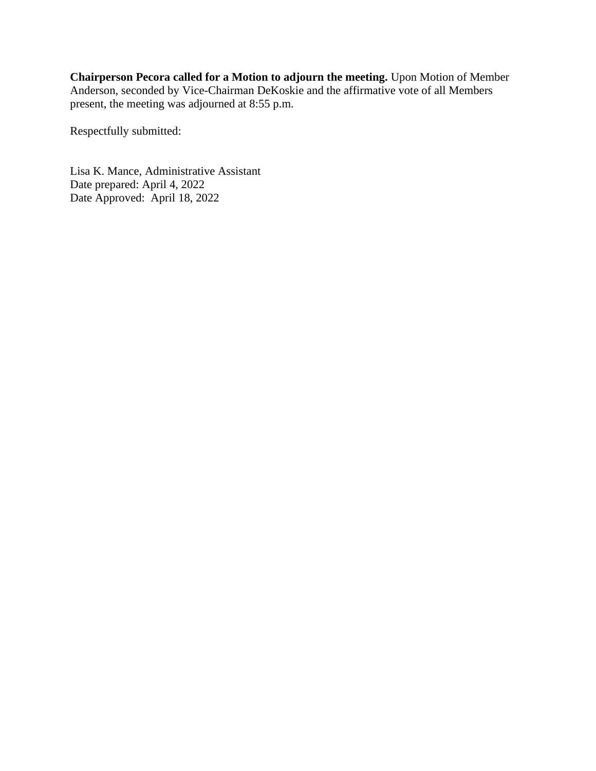**Chairperson Pecora called for a Motion to adjourn the meeting.** Upon Motion of Member Anderson, seconded by Vice-Chairman DeKoskie and the affirmative vote of all Members present, the meeting was adjourned at 8:55 p.m.

Respectfully submitted:

Lisa K. Mance, Administrative Assistant
Date prepared: April 4, 2022
Date Approved: April 18, 2022